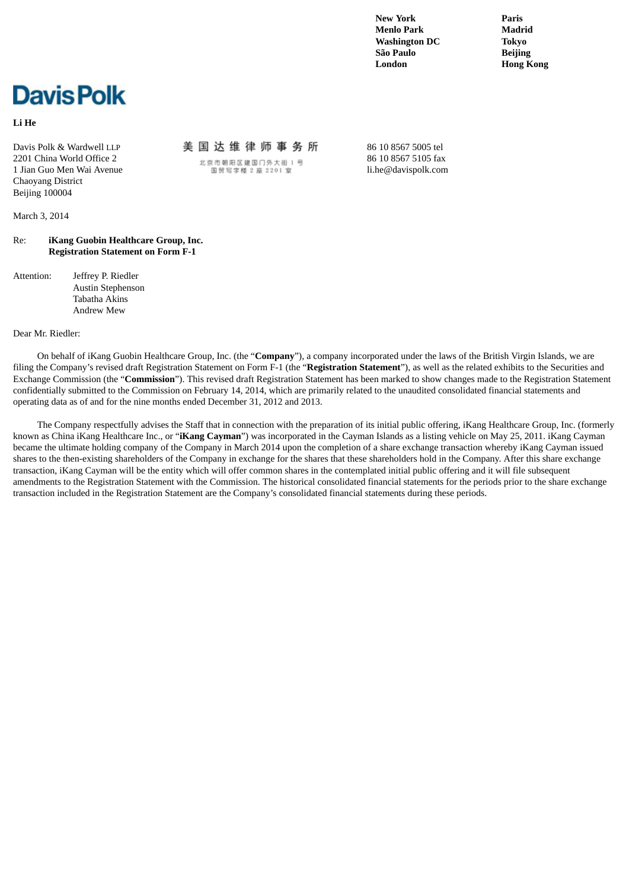New York
Menlo Park
Washington DC
São Paulo
London

Paris
Madrid
Tokyo
Beijing
Hong Kong

**Davis Polk**

**Li He**

Davis Polk & Wardwell LLP
2201 China World Office 2
1 Jian Guo Men Wai Avenue
Chaoyang District
Beijing 100004

美国达维律师事务所
北京市朝阳区建国门外大街1号
国贸写字楼2座2201室

86 10 8567 5005 tel
86 10 8567 5105 fax
li.he@davispolk.com

March 3, 2014

Re: **iKang Guobin Healthcare Group, Inc.**
**Registration Statement on Form F-1**

Attention: Jeffrey P. Riedler
Austin Stephenson
Tabatha Akins
Andrew Mew

Dear Mr. Riedler:

On behalf of iKang Guobin Healthcare Group, Inc. (the "**Company**"), a company incorporated under the laws of the British Virgin Islands, we are filing the Company's revised draft Registration Statement on Form F-1 (the "**Registration Statement**"), as well as the related exhibits to the Securities and Exchange Commission (the "**Commission**"). This revised draft Registration Statement has been marked to show changes made to the Registration Statement confidentially submitted to the Commission on February 14, 2014, which are primarily related to the unaudited consolidated financial statements and operating data as of and for the nine months ended December 31, 2012 and 2013.

The Company respectfully advises the Staff that in connection with the preparation of its initial public offering, iKang Healthcare Group, Inc. (formerly known as China iKang Healthcare Inc., or "**iKang Cayman**") was incorporated in the Cayman Islands as a listing vehicle on May 25, 2011. iKang Cayman became the ultimate holding company of the Company in March 2014 upon the completion of a share exchange transaction whereby iKang Cayman issued shares to the then-existing shareholders of the Company in exchange for the shares that these shareholders hold in the Company. After this share exchange transaction, iKang Cayman will be the entity which will offer common shares in the contemplated initial public offering and it will file subsequent amendments to the Registration Statement with the Commission. The historical consolidated financial statements for the periods prior to the share exchange transaction included in the Registration Statement are the Company's consolidated financial statements during these periods.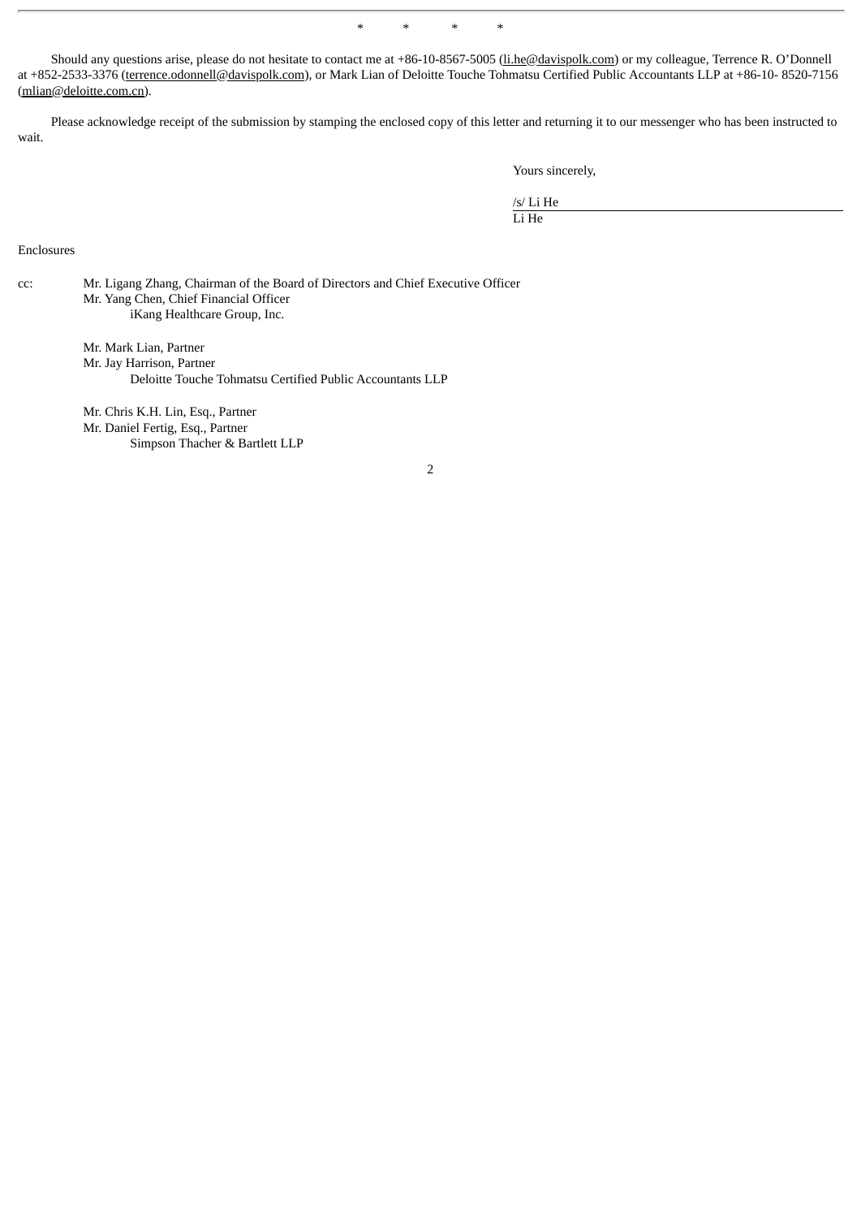\*           \*           \*           \*

Should any questions arise, please do not hesitate to contact me at +86-10-8567-5005 (li.he@davispolk.com) or my colleague, Terrence R. O'Donnell at +852-2533-3376 (terrence.odonnell@davispolk.com), or Mark Lian of Deloitte Touche Tohmatsu Certified Public Accountants LLP at +86-10- 8520-7156 (mlian@deloitte.com.cn).

Please acknowledge receipt of the submission by stamping the enclosed copy of this letter and returning it to our messenger who has been instructed to wait.

Yours sincerely,

/s/ Li He

Li He

Enclosures

cc: Mr. Ligang Zhang, Chairman of the Board of Directors and Chief Executive Officer
Mr. Yang Chen, Chief Financial Officer
iKang Healthcare Group, Inc.

Mr. Mark Lian, Partner
Mr. Jay Harrison, Partner
Deloitte Touche Tohmatsu Certified Public Accountants LLP

Mr. Chris K.H. Lin, Esq., Partner
Mr. Daniel Fertig, Esq., Partner
Simpson Thacher & Bartlett LLP